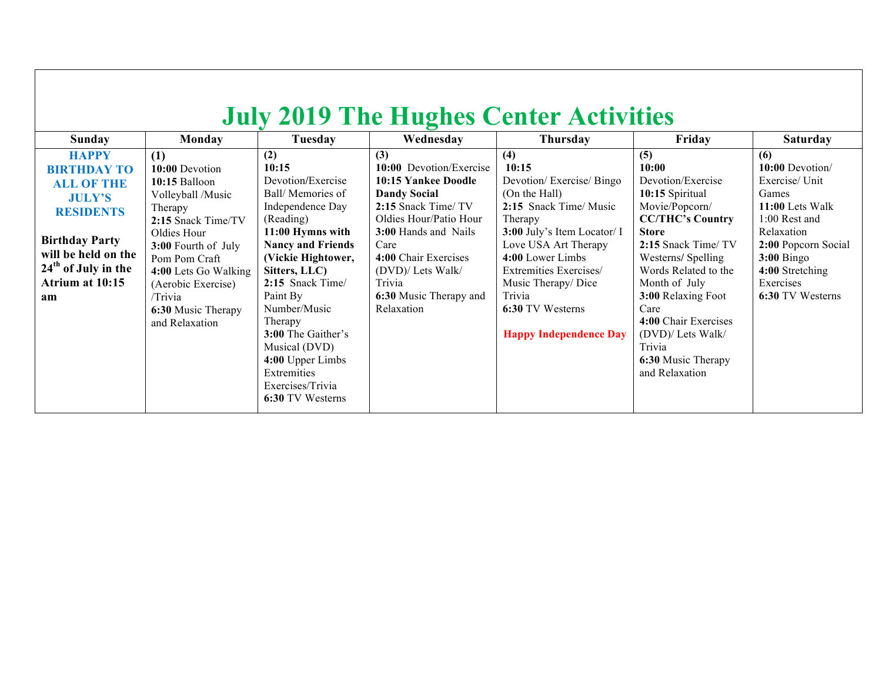# July 2019 The Hughes Center Activities

| Sunday | Monday | Tuesday | Wednesday | Thursday | Friday | Saturday |
|---|---|---|---|---|---|---|
| **HAPPY BIRTHDAY TO ALL OF THE JULY'S RESIDENTS**<br><br>**Birthday Party will be held on the 24th of July in the Atrium at 10:15 am** | **(1)**<br>**10:00** Devotion<br>**10:15** Balloon Volleyball /Music Therapy<br>**2:15** Snack Time/TV Oldies Hour<br>**3:00** Fourth of July Pom Pom Craft<br>**4:00** Lets Go Walking (Aerobic Exercise) /Trivia<br>**6:30** Music Therapy and Relaxation | **(2)**<br>**10:15** Devotion/Exercise Ball/ Memories of Independence Day (Reading)<br>**11:00 Hymns with Nancy and Friends (Vickie Hightower, Sitters, LLC)**<br>**2:15** Snack Time/ Paint By Number/Music Therapy<br>**3:00** The Gaither's Musical (DVD)<br>**4:00** Upper Limbs Extremities Exercises/Trivia<br>**6:30** TV Westerns | **(3)**<br>**10:00** Devotion/Exercise<br>**10:15 Yankee Doodle Dandy Social**<br>**2:15** Snack Time/ TV Oldies Hour/Patio Hour<br>**3:00** Hands and Nails Care<br>**4:00** Chair Exercises (DVD)/ Lets Walk/ Trivia<br>**6:30** Music Therapy and Relaxation | **(4)**<br>**10:15** Devotion/ Exercise/ Bingo (On the Hall)<br>**2:15** Snack Time/ Music Therapy<br>**3:00** July's Item Locator/ I Love USA Art Therapy<br>**4:00** Lower Limbs Extremities Exercises/ Music Therapy/ Dice Trivia<br>**6:30** TV Westerns<br><br>**Happy Independence Day** | **(5)**<br>**10:00** Devotion/Exercise<br>**10:15** Spiritual Movie/Popcorn/ **CC/THC's Country Store**<br>**2:15** Snack Time/ TV Westerns/ Spelling Words Related to the Month of July<br>**3:00** Relaxing Foot Care<br>**4:00** Chair Exercises (DVD)/ Lets Walk/ Trivia<br>**6:30** Music Therapy and Relaxation | **(6)**<br>**10:00** Devotion/ Exercise/ Unit Games<br>**11:00** Lets Walk<br>1:00 Rest and Relaxation<br>**2:00** Popcorn Social<br>**3:00** Bingo<br>**4:00** Stretching Exercises<br>**6:30** TV Westerns |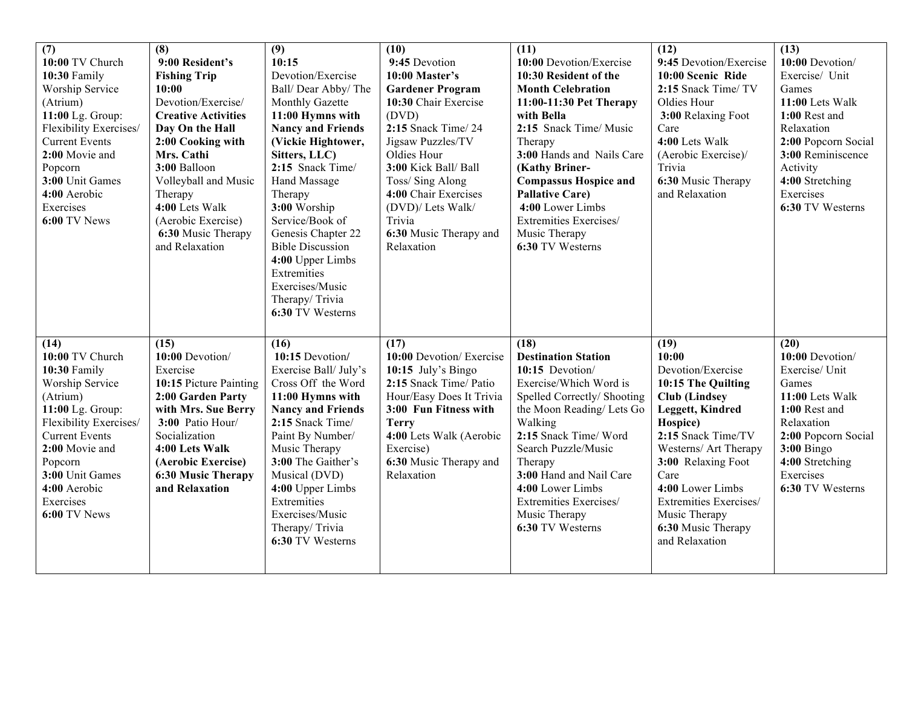| (7) | (8) | (9) | (10) | (11) | (12) | (13) |
|---|---|---|---|---|---|---|
| **10:00** TV Church<br>**10:30** Family Worship Service (Atrium)<br>**11:00** Lg. Group: Flexibility Exercises/ Current Events<br>**2:00** Movie and Popcorn<br>**3:00** Unit Games<br>**4:00** Aerobic Exercises<br>**6:00** TV News | **9:00 Resident's Fishing Trip**<br>**10:00** Devotion/Exercise/ **Creative Activities Day On the Hall**<br>**2:00 Cooking with Mrs. Cathi**<br>**3:00** Balloon Volleyball and Music Therapy<br>**4:00** Lets Walk (Aerobic Exercise)<br>**6:30** Music Therapy and Relaxation | **10:15** Devotion/Exercise Ball/ Dear Abby/ The Monthly Gazette<br>**11:00 Hymns with Nancy and Friends (Vickie Hightower, Sitters, LLC)**<br>**2:15** Snack Time/ Hand Massage Therapy<br>**3:00** Worship Service/Book of Genesis Chapter 22 Bible Discussion<br>**4:00** Upper Limbs Extremities Exercises/Music Therapy/ Trivia<br>**6:30** TV Westerns | **9:45** Devotion<br>**10:00 Master's Gardener Program**<br>**10:30** Chair Exercise (DVD)<br>**2:15** Snack Time/ 24 Jigsaw Puzzles/TV Oldies Hour<br>**3:00** Kick Ball/ Ball Toss/ Sing Along<br>**4:00** Chair Exercises (DVD)/ Lets Walk/ Trivia<br>**6:30** Music Therapy and Relaxation | **10:00** Devotion/Exercise<br>**10:30 Resident of the Month Celebration**<br>**11:00-11:30 Pet Therapy with Bella**<br>**2:15** Snack Time/ Music Therapy<br>**3:00** Hands and Nails Care **(Kathy Briner- Compassus Hospice and Pallative Care)**<br>**4:00** Lower Limbs Extremities Exercises/ Music Therapy<br>**6:30** TV Westerns | **9:45** Devotion/Exercise<br>**10:00 Scenic Ride**<br>**2:15** Snack Time/ TV Oldies Hour<br>**3:00** Relaxing Foot Care<br>**4:00** Lets Walk (Aerobic Exercise)/ Trivia<br>**6:30** Music Therapy and Relaxation | **10:00** Devotion/ Exercise/ Unit Games<br>**11:00** Lets Walk<br>**1:00** Rest and Relaxation<br>**2:00** Popcorn Social<br>**3:00** Reminiscence Activity<br>**4:00** Stretching Exercises<br>**6:30** TV Westerns |
| **(14)**<br>**10:00** TV Church<br>**10:30** Family Worship Service (Atrium)<br>**11:00** Lg. Group: Flexibility Exercises/ Current Events<br>**2:00** Movie and Popcorn<br>**3:00** Unit Games<br>**4:00** Aerobic Exercises<br>**6:00** TV News | **(15)**<br>**10:00** Devotion/ Exercise<br>**10:15** Picture Painting<br>**2:00 Garden Party with Mrs. Sue Berry**<br>**3:00** Patio Hour/ Socialization<br>**4:00 Lets Walk (Aerobic Exercise)**<br>**6:30 Music Therapy and Relaxation** | **(16)**<br>**10:15** Devotion/ Exercise Ball/ July's Cross Off the Word<br>**11:00 Hymns with Nancy and Friends**<br>**2:15** Snack Time/ Paint By Number/ Music Therapy<br>**3:00** The Gaither's Musical (DVD)<br>**4:00** Upper Limbs Extremities Exercises/Music Therapy/ Trivia<br>**6:30** TV Westerns | **(17)**<br>**10:00** Devotion/ Exercise<br>**10:15** July's Bingo<br>**2:15** Snack Time/ Patio Hour/Easy Does It Trivia<br>**3:00 Fun Fitness with Terry**<br>**4:00** Lets Walk (Aerobic Exercise)<br>**6:30** Music Therapy and Relaxation | **(18)**<br>**Destination Station**<br>**10:15** Devotion/ Exercise/Which Word is Spelled Correctly/ Shooting the Moon Reading/ Lets Go Walking<br>**2:15** Snack Time/ Word Search Puzzle/Music Therapy<br>**3:00** Hand and Nail Care<br>**4:00** Lower Limbs Extremities Exercises/ Music Therapy<br>**6:30** TV Westerns | **(19)**<br>**10:00** Devotion/Exercise<br>**10:15 The Quilting Club (Lindsey Leggett, Kindred Hospice)**<br>**2:15** Snack Time/TV Westerns/ Art Therapy<br>**3:00** Relaxing Foot Care<br>**4:00** Lower Limbs Extremities Exercises/ Music Therapy<br>**6:30** Music Therapy and Relaxation | **(20)**<br>**10:00** Devotion/ Exercise/ Unit Games<br>**11:00** Lets Walk<br>**1:00** Rest and Relaxation<br>**2:00** Popcorn Social<br>**3:00** Bingo<br>**4:00** Stretching Exercises<br>**6:30** TV Westerns |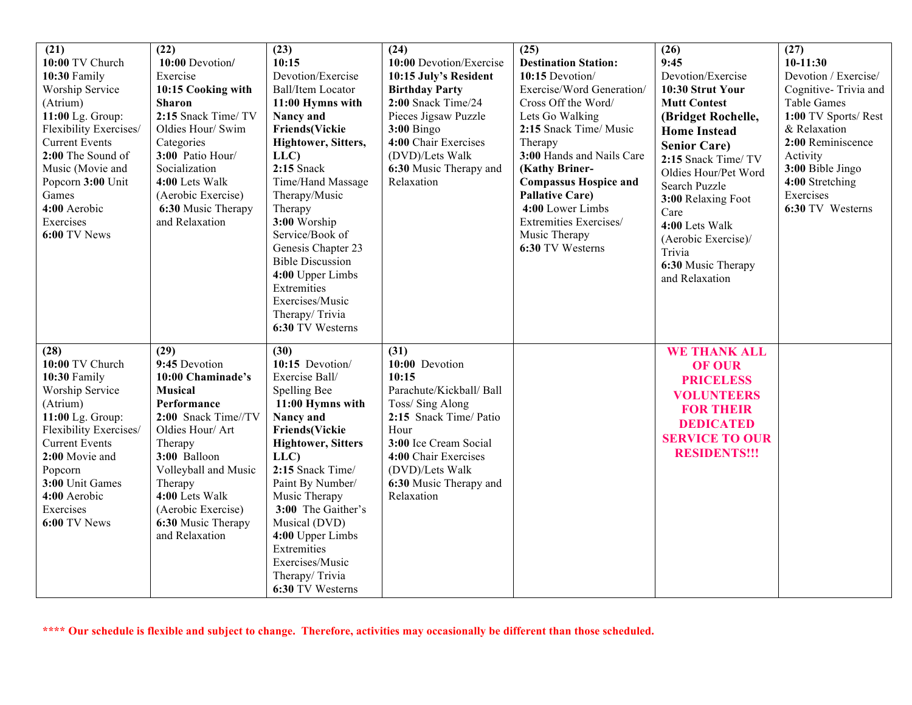| | | | | | | |
|---|---|---|---|---|---|---|
| **(21)**<br>**10:00** TV Church<br>**10:30** Family Worship Service (Atrium)<br>**11:00** Lg. Group: Flexibility Exercises/ Current Events<br>**2:00** The Sound of Music (Movie and Popcorn **3:00** Unit Games<br>**4:00** Aerobic Exercises<br>**6:00** TV News | **(22)**<br>**10:00** Devotion/ Exercise<br>**10:15 Cooking with Sharon**<br>**2:15** Snack Time/ TV Oldies Hour/ Swim Categories<br>**3:00** Patio Hour/ Socialization<br>**4:00** Lets Walk (Aerobic Exercise)<br>**6:30** Music Therapy and Relaxation | **(23)**<br>**10:15** Devotion/Exercise Ball/Item Locator<br>**11:00 Hymns with Nancy and Friends(Vickie Hightower, Sitters, LLC)**<br>**2:15** Snack Time/Hand Massage Therapy/Music Therapy<br>**3:00** Worship Service/Book of Genesis Chapter 23 Bible Discussion<br>**4:00** Upper Limbs Extremities Exercises/Music Therapy/ Trivia<br>**6:30** TV Westerns | **(24)**<br>**10:00** Devotion/Exercise<br>**10:15 July's Resident Birthday Party**<br>**2:00** Snack Time/24 Pieces Jigsaw Puzzle<br>**3:00** Bingo<br>**4:00** Chair Exercises (DVD)/Lets Walk<br>**6:30** Music Therapy and Relaxation | **(25)**<br>**Destination Station:**<br>**10:15** Devotion/ Exercise/Word Generation/ Cross Off the Word/ Lets Go Walking<br>**2:15** Snack Time/ Music Therapy<br>**3:00** Hands and Nails Care **(Kathy Briner- Compassus Hospice and Pallative Care)**<br>**4:00** Lower Limbs Extremities Exercises/ Music Therapy<br>**6:30** TV Westerns | **(26)**<br>**9:45** Devotion/Exercise<br>**10:30 Strut Your Mutt Contest (Bridget Rochelle, Home Instead Senior Care)**<br>**2:15** Snack Time/ TV Oldies Hour/Pet Word Search Puzzle<br>**3:00** Relaxing Foot Care<br>**4:00** Lets Walk (Aerobic Exercise)/ Trivia<br>**6:30** Music Therapy and Relaxation | **(27)**<br>**10-11:30** Devotion / Exercise/ Cognitive- Trivia and Table Games<br>**1:00** TV Sports/ Rest & Relaxation<br>**2:00** Reminiscence Activity<br>**3:00** Bible Jingo<br>**4:00** Stretching Exercises<br>**6:30** TV Westerns |
| **(28)**<br>**10:00** TV Church<br>**10:30** Family Worship Service (Atrium)<br>**11:00** Lg. Group: Flexibility Exercises/ Current Events<br>**2:00** Movie and Popcorn<br>**3:00** Unit Games<br>**4:00** Aerobic Exercises<br>**6:00** TV News | **(29)**<br>**9:45** Devotion<br>**10:00 Chaminade's Musical Performance**<br>**2:00** Snack Time//TV Oldies Hour/ Art Therapy<br>**3:00** Balloon Volleyball and Music Therapy<br>**4:00** Lets Walk (Aerobic Exercise)<br>**6:30** Music Therapy and Relaxation | **(30)**<br>**10:15** Devotion/ Exercise Ball/ Spelling Bee<br>**11:00 Hymns with Nancy and Friends(Vickie Hightower, Sitters LLC)**<br>**2:15** Snack Time/ Paint By Number/ Music Therapy<br>**3:00** The Gaither's Musical (DVD)<br>**4:00** Upper Limbs Extremities Exercises/Music Therapy/ Trivia<br>**6:30** TV Westerns | **(31)**<br>**10:00** Devotion<br>**10:15** Parachute/Kickball/ Ball Toss/ Sing Along<br>**2:15** Snack Time/ Patio Hour<br>**3:00** Ice Cream Social<br>**4:00** Chair Exercises (DVD)/Lets Walk<br>**6:30** Music Therapy and Relaxation | | **WE THANK ALL OF OUR PRICELESS VOLUNTEERS FOR THEIR DEDICATED SERVICE TO OUR RESIDENTS!!!** | |

**\*\*\*\* Our schedule is flexible and subject to change. Therefore, activities may occasionally be different than those scheduled.**